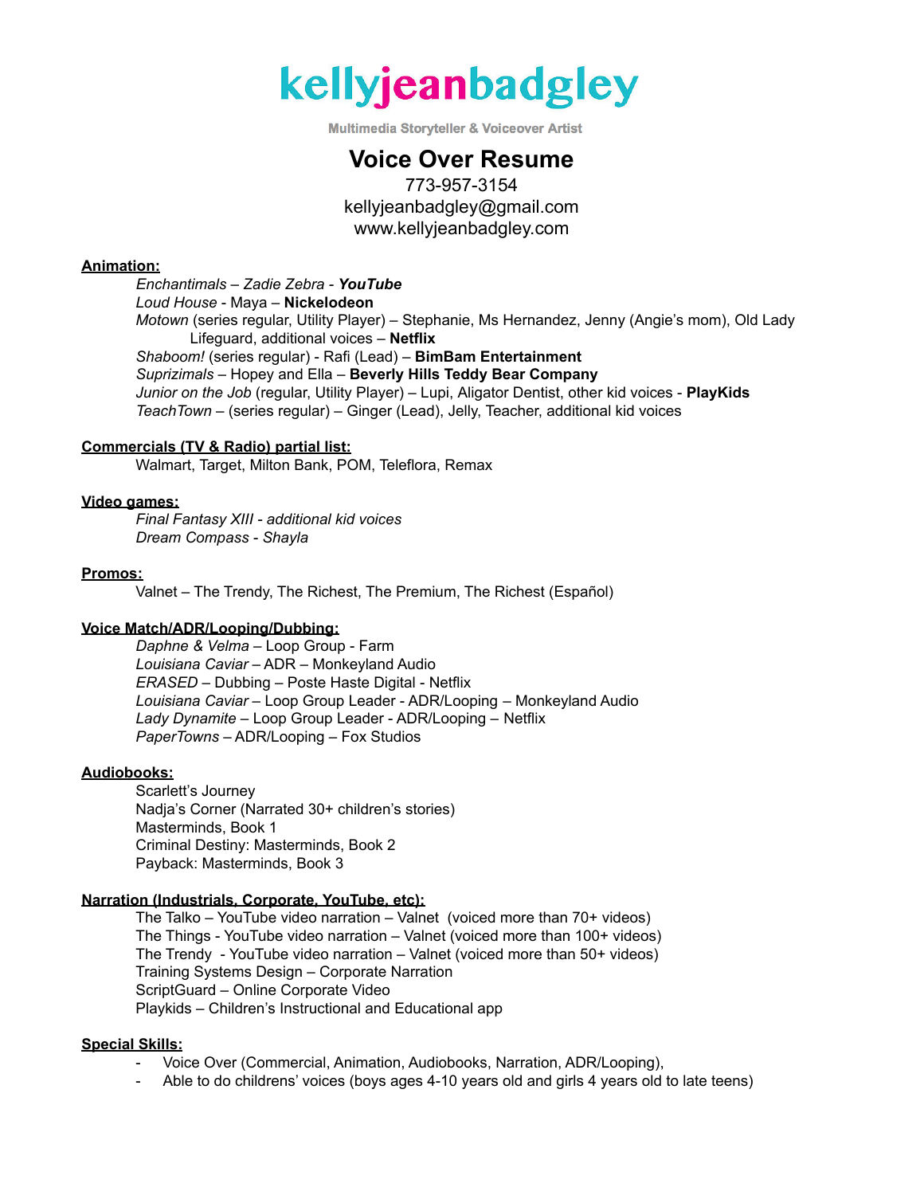# kellyjeanbadgley

Multimedia Storyteller & Voiceover Artist

## Voice Over Resume

773-957-3154
kellyjeanbadgley@gmail.com
www.kellyjeanbadgley.com

**Animation:**

*Enchantimals – Zadie Zebra - **YouTube***
*Loud House* - Maya – **Nickelodeon**
*Motown* (series regular, Utility Player) – Stephanie, Ms Hernandez, Jenny (Angie's mom), Old Lady Lifeguard, additional voices – **Netflix**
*Shaboom!* (series regular) - Rafi (Lead) – **BimBam Entertainment**
*Suprizimals* – Hopey and Ella – **Beverly Hills Teddy Bear Company**
*Junior on the Job* (regular, Utility Player) – Lupi, Aligator Dentist, other kid voices - **PlayKids**
*TeachTown* – (series regular) – Ginger (Lead), Jelly, Teacher, additional kid voices

**Commercials (TV & Radio) partial list:**

Walmart, Target, Milton Bank, POM, Teleflora, Remax

**Video games:**

*Final Fantasy XIII - additional kid voices*
*Dream Compass - Shayla*

**Promos:**

Valnet – The Trendy, The Richest, The Premium, The Richest (Español)

**Voice Match/ADR/Looping/Dubbing:**

*Daphne & Velma* – Loop Group - Farm
*Louisiana Caviar* – ADR – Monkeyland Audio
*ERASED* – Dubbing – Poste Haste Digital - Netflix
*Louisiana Caviar* – Loop Group Leader - ADR/Looping – Monkeyland Audio
*Lady Dynamite* – Loop Group Leader - ADR/Looping – Netflix
*PaperTowns* – ADR/Looping – Fox Studios

**Audiobooks:**

Scarlett's Journey
Nadja's Corner (Narrated 30+ children's stories)
Masterminds, Book 1
Criminal Destiny: Masterminds, Book 2
Payback: Masterminds, Book 3

**Narration (Industrials, Corporate, YouTube, etc):**

The Talko – YouTube video narration – Valnet (voiced more than 70+ videos)
The Things - YouTube video narration – Valnet (voiced more than 100+ videos)
The Trendy - YouTube video narration – Valnet (voiced more than 50+ videos)
Training Systems Design – Corporate Narration
ScriptGuard – Online Corporate Video
Playkids – Children's Instructional and Educational app

**Special Skills:**

- Voice Over (Commercial, Animation, Audiobooks, Narration, ADR/Looping),
- Able to do childrens' voices (boys ages 4-10 years old and girls 4 years old to late teens)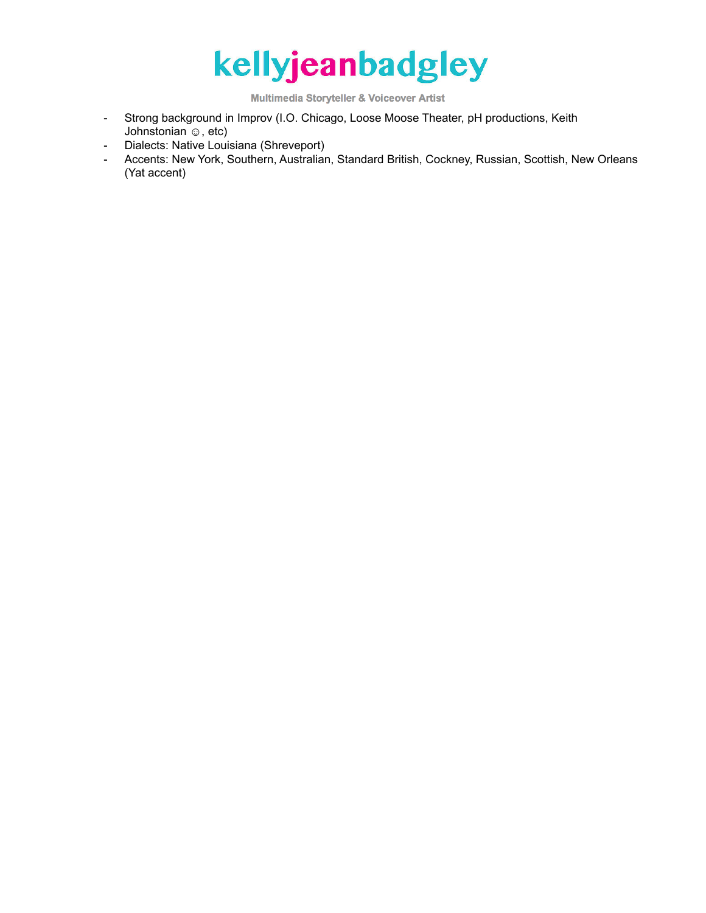# kellyjeanbadgley

**Multimedia Storyteller & Voiceover Artist**

- Strong background in Improv (I.O. Chicago, Loose Moose Theater, pH productions, Keith Johnstonian ☺, etc)
- Dialects: Native Louisiana (Shreveport)
- Accents: New York, Southern, Australian, Standard British, Cockney, Russian, Scottish, New Orleans (Yat accent)